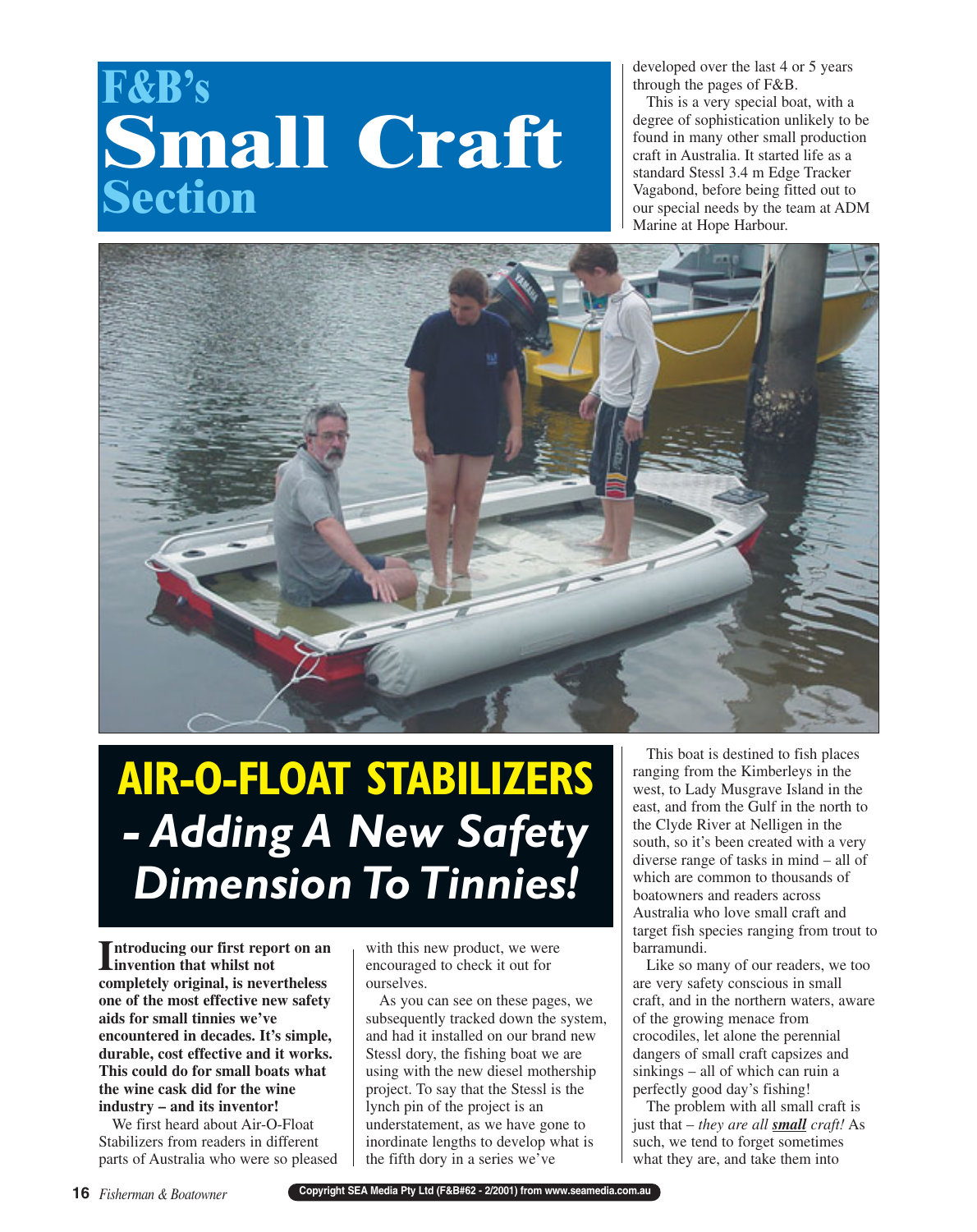# F&B's Small Craft Section

developed over the last 4 or 5 years through the pages of F&B.

This is a very special boat, with a degree of sophistication unlikely to be found in many other small production craft in Australia. It started life as a standard Stessl 3.4 m Edge Tracker Vagabond, before being fitted out to our special needs by the team at ADM Marine at Hope Harbour.

# AIR-O-FLOAT STABILIZERS - *Adding A New Safety Dimension To Tinnies!*

**Introducing our first report on an invention that whilst not completely original, is nevertheless one of the most effective new safety aids for small tinnies we've encountered in decades. It's simple, durable, cost effective and it works. This could do for small boats what the wine cask did for the wine industry – and its inventor!**

We first heard about Air-O-Float Stabilizers from readers in different parts of Australia who were so pleased with this new product, we were encouraged to check it out for ourselves.

As you can see on these pages, we subsequently tracked down the system, and had it installed on our brand new Stessl dory, the fishing boat we are using with the new diesel mothership project. To say that the Stessl is the lynch pin of the project is an understatement, as we have gone to inordinate lengths to develop what is the fifth dory in a series we've

This boat is destined to fish places ranging from the Kimberleys in the west, to Lady Musgrave Island in the east, and from the Gulf in the north to the Clyde River at Nelligen in the south, so it's been created with a very diverse range of tasks in mind – all of which are common to thousands of boatowners and readers across Australia who love small craft and target fish species ranging from trout to barramundi.

Like so many of our readers, we too are very safety conscious in small craft, and in the northern waters, aware of the growing menace from crocodiles, let alone the perennial dangers of small craft capsizes and sinkings – all of which can ruin a perfectly good day's fishing!

The problem with all small craft is just that – *they are all **small** craft!* As such, we tend to forget sometimes what they are, and take them into

Copyright SEA Media Pty Ltd (F&B#62 - 2/2001) from www.seamedia.com.au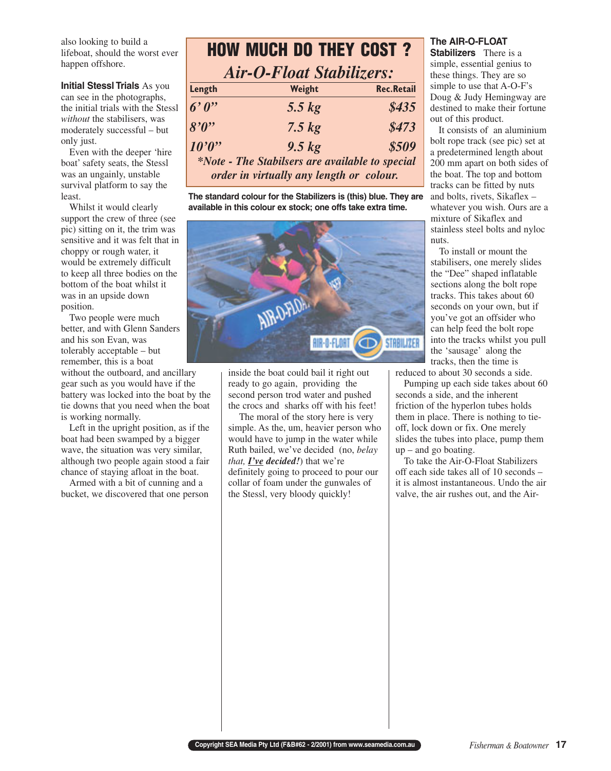also looking to build a lifeboat, should the worst ever happen offshore.

**Initial Stessl Trials** As you can see in the photographs, the initial trials with the Stessl *without* the stabilisers, was moderately successful – but only just.

Even with the deeper 'hire boat' safety seats, the Stessl was an ungainly, unstable survival platform to say the least.

Whilst it would clearly support the crew of three (see pic) sitting on it, the trim was sensitive and it was felt that in choppy or rough water, it would be extremely difficult to keep all three bodies on the bottom of the boat whilst it was in an upside down position.

Two people were much better, and with Glenn Sanders and his son Evan, was tolerably acceptable – but remember, this is a boat without the outboard, and ancillary gear such as you would have if the battery was locked into the boat by the tie downs that you need when the boat is working normally.

Left in the upright position, as if the boat had been swamped by a bigger wave, the situation was very similar, although two people again stood a fair chance of staying afloat in the boat.

Armed with a bit of cunning and a bucket, we discovered that one person inside the boat could bail it right out ready to go again, providing the second person trod water and pushed the crocs and sharks off with his feet!

The moral of the story here is very simple. As the, um, heavier person who would have to jump in the water while Ruth bailed, we've decided (no, *belay that, **I've decided!***) that we're definitely going to proceed to pour our collar of foam under the gunwales of the Stessl, very bloody quickly!

## HOW MUCH DO THEY COST ?

### *Air-O-Float Stabilizers:*

| Length | Weight | Rec.Retail |
|---|---|---|
| *6' 0"* | *5.5 kg* | *$435* |
| *8'0"* | *7.5 kg* | *$473* |
| *10'0"* | *9.5 kg* | *$509* |

**\*Note - The Stabilsers are available to special order in virtually any length or colour.**

**The standard colour for the Stabilizers is (this) blue. They are available in this colour ex stock; one offs take extra time.**

**The AIR-O-FLOAT Stabilizers** There is a simple, essential genius to these things. They are so simple to use that A-O-F's Doug & Judy Hemingway are destined to make their fortune out of this product.

It consists of an aluminium bolt rope track (see pic) set at a predetermined length about 200 mm apart on both sides of the boat. The top and bottom tracks can be fitted by nuts and bolts, rivets, Sikaflex – whatever you wish. Ours are a mixture of Sikaflex and stainless steel bolts and nyloc nuts.

To install or mount the stabilisers, one merely slides the "Dee" shaped inflatable sections along the bolt rope tracks. This takes about 60 seconds on your own, but if you've got an offsider who can help feed the bolt rope into the tracks whilst you pull the 'sausage' along the tracks, then the time is reduced to about 30 seconds a side.

Pumping up each side takes about 60 seconds a side, and the inherent friction of the hyperlon tubes holds them in place. There is nothing to tie-off, lock down or fix. One merely slides the tubes into place, pump them up – and go boating.

To take the Air-O-Float Stabilizers off each side takes all of 10 seconds – it is almost instantaneous. Undo the air valve, the air rushes out, and the Air-